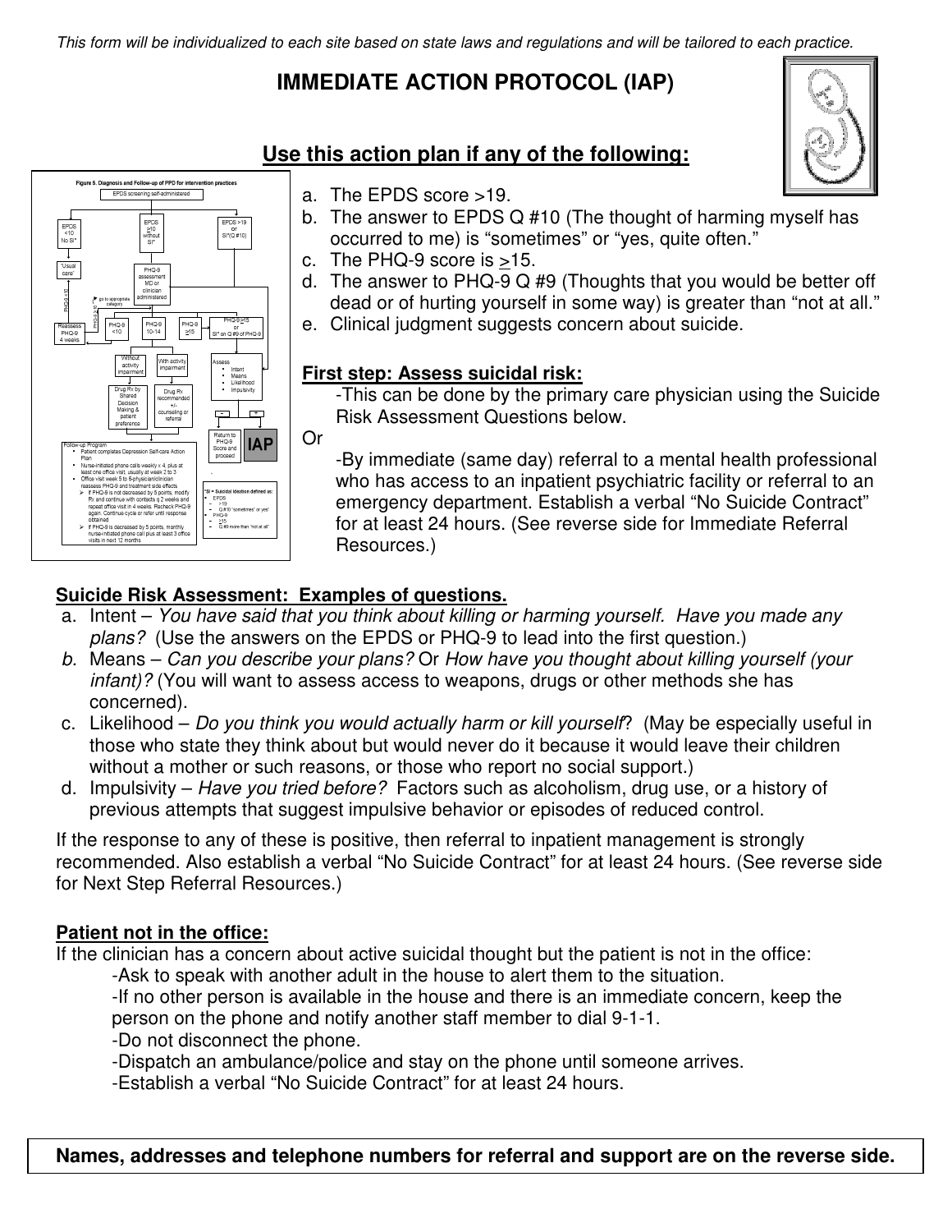*This form will be individualized to each site based on state laws and regulations and will be tailored to each practice.*

# IMMEDIATE ACTION PROTOCOL (IAP)

## Use this action plan if any of the following:

a. The EPDS score >19.
b. The answer to EPDS Q #10 (The thought of harming myself has occurred to me) is "sometimes" or "yes, quite often."
c. The PHQ-9 score is $\geq$15.
d. The answer to PHQ-9 Q #9 (Thoughts that you would be better off dead or of hurting yourself in some way) is greater than "not at all."
e. Clinical judgment suggests concern about suicide.

**First step: Assess suicidal risk:**

-This can be done by the primary care physician using the Suicide Risk Assessment Questions below.

Or

-By immediate (same day) referral to a mental health professional who has access to an inpatient psychiatric facility or referral to an emergency department. Establish a verbal "No Suicide Contract" for at least 24 hours. (See reverse side for Immediate Referral Resources.)

**Suicide Risk Assessment: Examples of questions.**

a. Intent – *You have said that you think about killing or harming yourself. Have you made any plans?* (Use the answers on the EPDS or PHQ-9 to lead into the first question.)
b. Means – *Can you describe your plans?* Or *How have you thought about killing yourself (your infant)?* (You will want to assess access to weapons, drugs or other methods she has concerned).
c. Likelihood – *Do you think you would actually harm or kill yourself*? (May be especially useful in those who state they think about but would never do it because it would leave their children without a mother or such reasons, or those who report no social support.)
d. Impulsivity – *Have you tried before?* Factors such as alcoholism, drug use, or a history of previous attempts that suggest impulsive behavior or episodes of reduced control.

If the response to any of these is positive, then referral to inpatient management is strongly recommended. Also establish a verbal "No Suicide Contract" for at least 24 hours. (See reverse side for Next Step Referral Resources.)

**Patient not in the office:**

If the clinician has a concern about active suicidal thought but the patient is not in the office:

-Ask to speak with another adult in the house to alert them to the situation.
-If no other person is available in the house and there is an immediate concern, keep the person on the phone and notify another staff member to dial 9-1-1.
-Do not disconnect the phone.
-Dispatch an ambulance/police and stay on the phone until someone arrives.
-Establish a verbal "No Suicide Contract" for at least 24 hours.

**Names, addresses and telephone numbers for referral and support are on the reverse side.**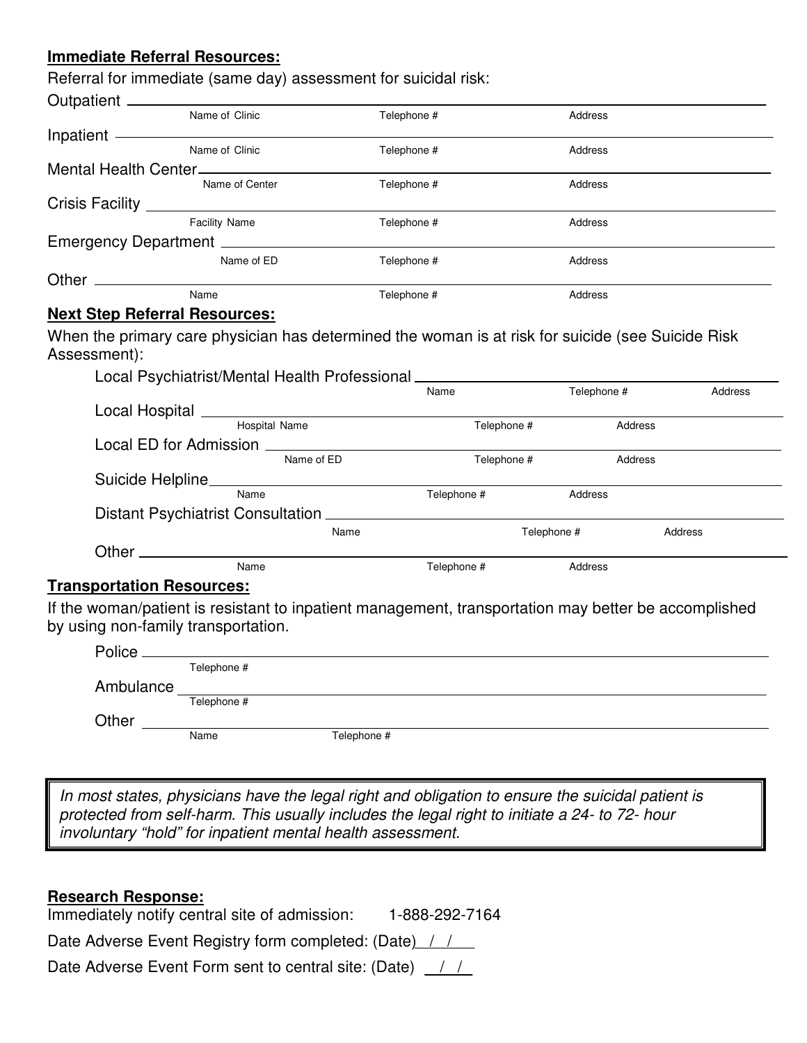**Immediate Referral Resources:**

Referral for immediate (same day) assessment for suicidal risk:

Outpatient ____________________________________________
Name of Clinic — Telephone # — Address

Inpatient ____________________________________________
Name of Clinic — Telephone # — Address

Mental Health Center ____________________________________________
Name of Center — Telephone # — Address

Crisis Facility ____________________________________________
Facility Name — Telephone # — Address

Emergency Department ____________________________________________
Name of ED — Telephone # — Address

Other ____________________________________________
Name — Telephone # — Address

**Next Step Referral Resources:**

When the primary care physician has determined the woman is at risk for suicide (see Suicide Risk Assessment):

Local Psychiatrist/Mental Health Professional ____________________________________________
Name — Telephone # — Address

Local Hospital ____________________________________________
Hospital Name — Telephone # — Address

Local ED for Admission ____________________________________________
Name of ED — Telephone # — Address

Suicide Helpline ____________________________________________
Name — Telephone # — Address

Distant Psychiatrist Consultation ____________________________________________
Name — Telephone # — Address

Other ____________________________________________
Name — Telephone # — Address

**Transportation Resources:**

If the woman/patient is resistant to inpatient management, transportation may better be accomplished by using non-family transportation.

Police ____________________________________________
Telephone #

Ambulance ____________________________________________
Telephone #

Other ____________________________________________
Name — Telephone #

> *In most states, physicians have the legal right and obligation to ensure the suicidal patient is protected from self-harm. This usually includes the legal right to initiate a 24- to 72- hour involuntary "hold" for inpatient mental health assessment.*

**Research Response:**

Immediately notify central site of admission: 1-888-292-7164

Date Adverse Event Registry form completed: (Date) __/__/__

Date Adverse Event Form sent to central site: (Date) __/__/__